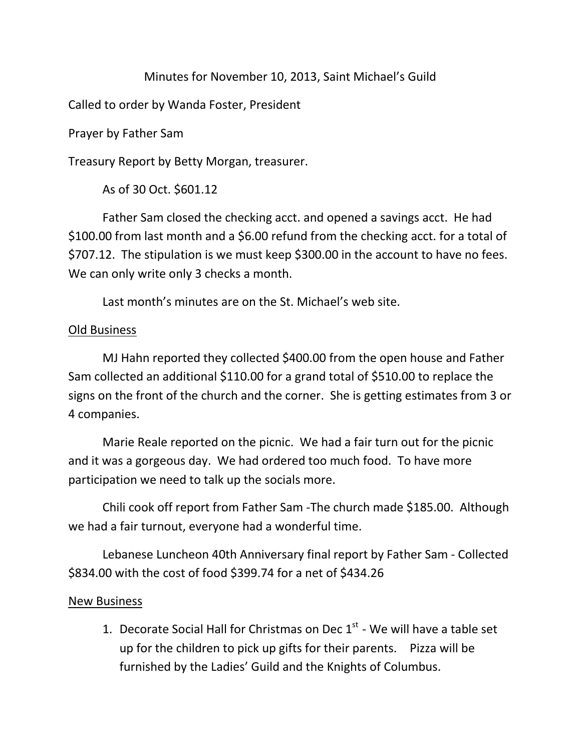Minutes for November 10, 2013, Saint Michael's Guild

Called to order by Wanda Foster, President

Prayer by Father Sam

Treasury Report by Betty Morgan, treasurer.

As of 30 Oct. $601.12

Father Sam closed the checking acct. and opened a savings acct. He had $100.00 from last month and a $6.00 refund from the checking acct. for a total of $707.12. The stipulation is we must keep $300.00 in the account to have no fees. We can only write only 3 checks a month.

Last month's minutes are on the St. Michael's web site.

<u>Old Business</u>

MJ Hahn reported they collected $400.00 from the open house and Father Sam collected an additional $110.00 for a grand total of $510.00 to replace the signs on the front of the church and the corner. She is getting estimates from 3 or 4 companies.

Marie Reale reported on the picnic. We had a fair turn out for the picnic and it was a gorgeous day. We had ordered too much food. To have more participation we need to talk up the socials more.

Chili cook off report from Father Sam -The church made $185.00. Although we had a fair turnout, everyone had a wonderful time.

Lebanese Luncheon 40th Anniversary final report by Father Sam - Collected $834.00 with the cost of food $399.74 for a net of $434.26

<u>New Business</u>

1. Decorate Social Hall for Christmas on Dec 1st - We will have a table set up for the children to pick up gifts for their parents. Pizza will be furnished by the Ladies' Guild and the Knights of Columbus.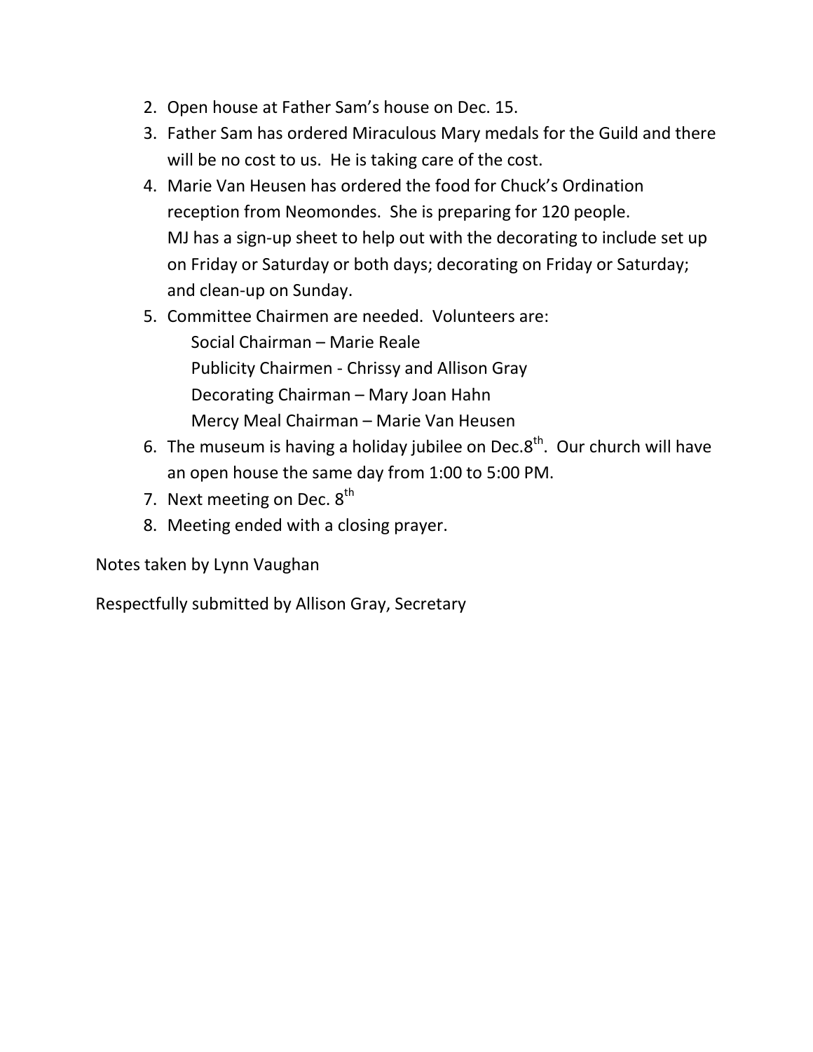2. Open house at Father Sam's house on Dec. 15.
3. Father Sam has ordered Miraculous Mary medals for the Guild and there will be no cost to us. He is taking care of the cost.
4. Marie Van Heusen has ordered the food for Chuck's Ordination reception from Neomondes. She is preparing for 120 people.
   MJ has a sign-up sheet to help out with the decorating to include set up on Friday or Saturday or both days; decorating on Friday or Saturday; and clean-up on Sunday.
5. Committee Chairmen are needed. Volunteers are:
   Social Chairman – Marie Reale
   Publicity Chairmen - Chrissy and Allison Gray
   Decorating Chairman – Mary Joan Hahn
   Mercy Meal Chairman – Marie Van Heusen
6. The museum is having a holiday jubilee on Dec.8th. Our church will have an open house the same day from 1:00 to 5:00 PM.
7. Next meeting on Dec. 8th
8. Meeting ended with a closing prayer.

Notes taken by Lynn Vaughan

Respectfully submitted by Allison Gray, Secretary